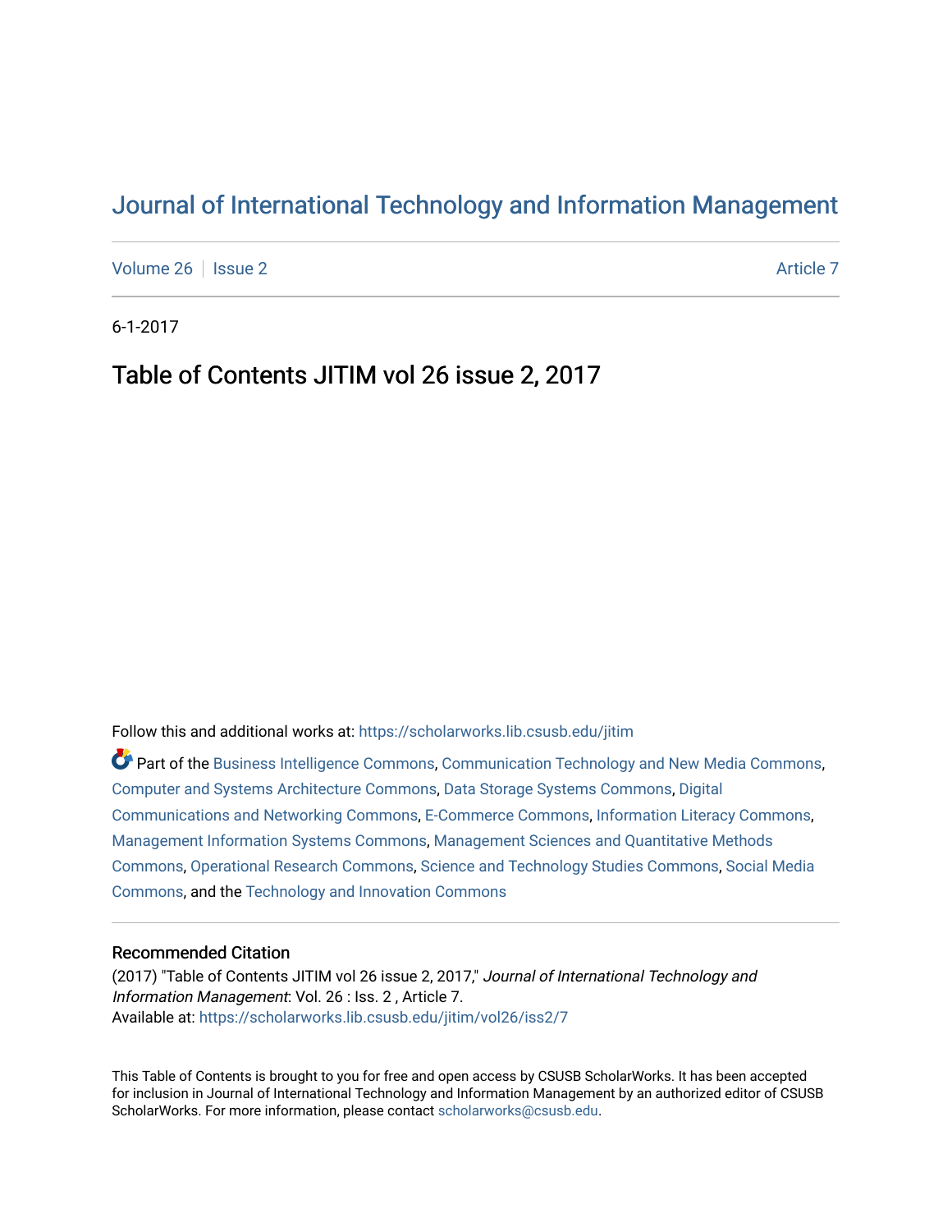# Journal of International Technology and Information Management

Volume 26 | Issue 2 Article 7

6-1-2017

## Table of Contents JITIM vol 26 issue 2, 2017

Follow this and additional works at: https://scholarworks.lib.csusb.edu/jitim

Part of the Business Intelligence Commons, Communication Technology and New Media Commons, Computer and Systems Architecture Commons, Data Storage Systems Commons, Digital Communications and Networking Commons, E-Commerce Commons, Information Literacy Commons, Management Information Systems Commons, Management Sciences and Quantitative Methods Commons, Operational Research Commons, Science and Technology Studies Commons, Social Media Commons, and the Technology and Innovation Commons

### Recommended Citation

(2017) "Table of Contents JITIM vol 26 issue 2, 2017," *Journal of International Technology and Information Management*: Vol. 26 : Iss. 2 , Article 7.
Available at: https://scholarworks.lib.csusb.edu/jitim/vol26/iss2/7

This Table of Contents is brought to you for free and open access by CSUSB ScholarWorks. It has been accepted for inclusion in Journal of International Technology and Information Management by an authorized editor of CSUSB ScholarWorks. For more information, please contact scholarworks@csusb.edu.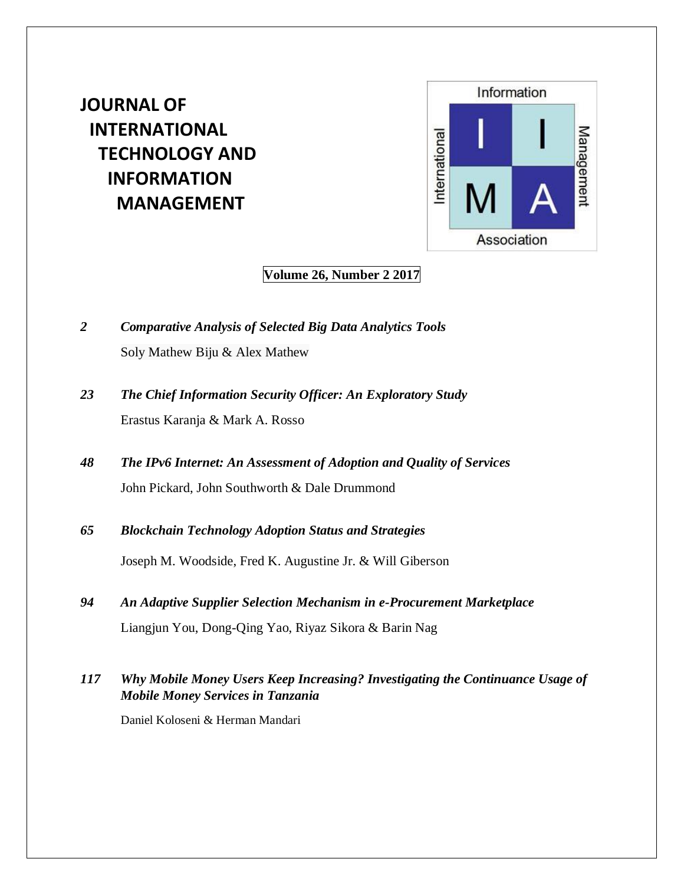# JOURNAL OF INTERNATIONAL TECHNOLOGY AND INFORMATION MANAGEMENT

Information
International
Management
Association

**Volume 26, Number 2 2017**

***2 Comparative Analysis of Selected Big Data Analytics Tools***
Soly Mathew Biju & Alex Mathew

***23 The Chief Information Security Officer: An Exploratory Study***
Erastus Karanja & Mark A. Rosso

***48 The IPv6 Internet: An Assessment of Adoption and Quality of Services***
John Pickard, John Southworth & Dale Drummond

***65 Blockchain Technology Adoption Status and Strategies***
Joseph M. Woodside, Fred K. Augustine Jr. & Will Giberson

***94 An Adaptive Supplier Selection Mechanism in e-Procurement Marketplace***
Liangjun You, Dong-Qing Yao, Riyaz Sikora & Barin Nag

***117 Why Mobile Money Users Keep Increasing? Investigating the Continuance Usage of Mobile Money Services in Tanzania***
Daniel Koloseni & Herman Mandari